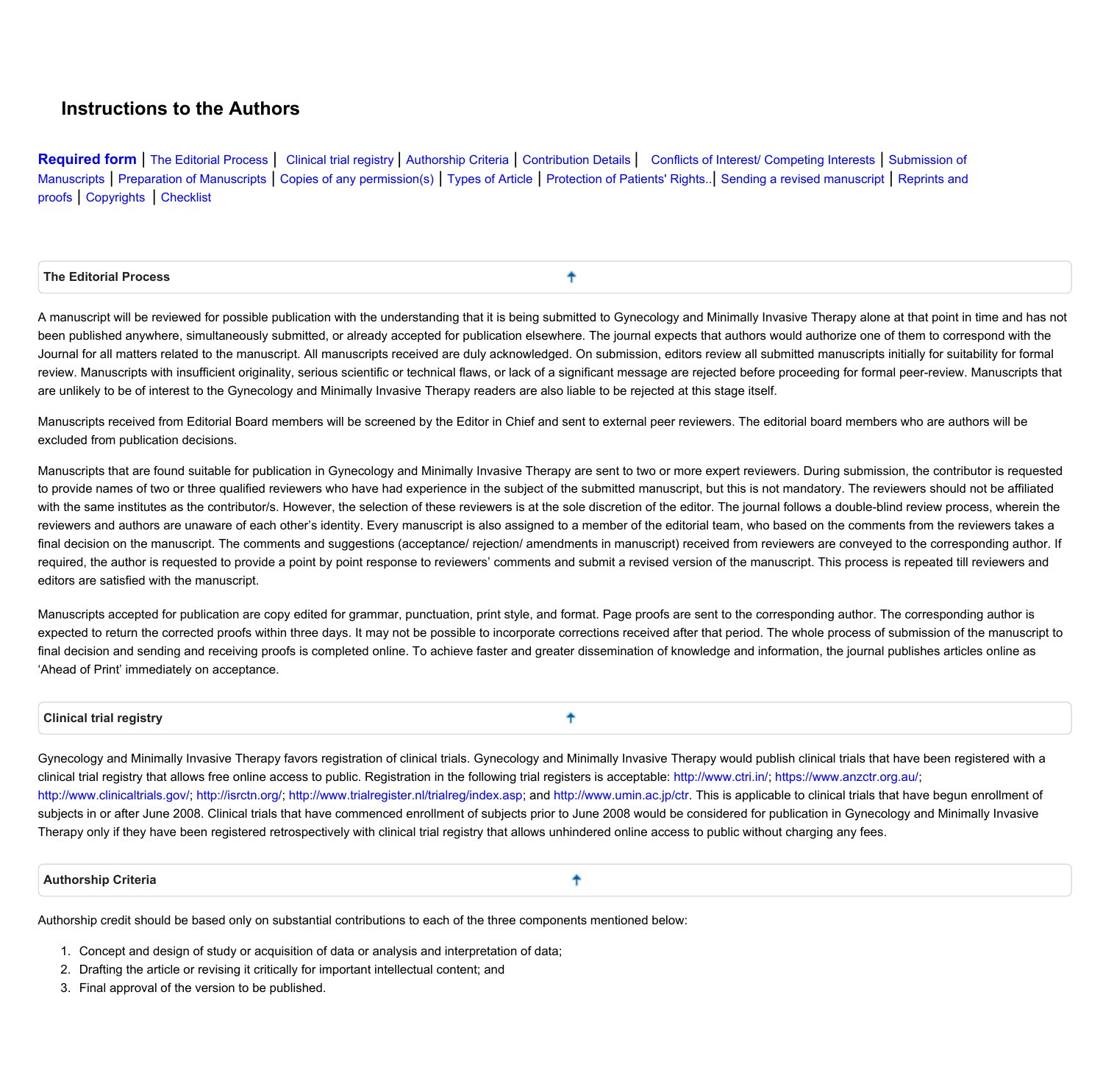# Instructions to the Authors

**Required form** | The Editorial Process | Clinical trial registry | Authorship Criteria | Contribution Details | Conflicts of Interest/ Competing Interests | Submission of Manuscripts | Preparation of Manuscripts | Copies of any permission(s) | Types of Article | Protection of Patients' Rights.. | Sending a revised manuscript | Reprints and proofs | Copyrights | Checklist

## The Editorial Process

A manuscript will be reviewed for possible publication with the understanding that it is being submitted to Gynecology and Minimally Invasive Therapy alone at that point in time and has not been published anywhere, simultaneously submitted, or already accepted for publication elsewhere. The journal expects that authors would authorize one of them to correspond with the Journal for all matters related to the manuscript. All manuscripts received are duly acknowledged. On submission, editors review all submitted manuscripts initially for suitability for formal review. Manuscripts with insufficient originality, serious scientific or technical flaws, or lack of a significant message are rejected before proceeding for formal peer-review. Manuscripts that are unlikely to be of interest to the Gynecology and Minimally Invasive Therapy readers are also liable to be rejected at this stage itself.

Manuscripts received from Editorial Board members will be screened by the Editor in Chief and sent to external peer reviewers. The editorial board members who are authors will be excluded from publication decisions.

Manuscripts that are found suitable for publication in Gynecology and Minimally Invasive Therapy are sent to two or more expert reviewers. During submission, the contributor is requested to provide names of two or three qualified reviewers who have had experience in the subject of the submitted manuscript, but this is not mandatory. The reviewers should not be affiliated with the same institutes as the contributor/s. However, the selection of these reviewers is at the sole discretion of the editor. The journal follows a double-blind review process, wherein the reviewers and authors are unaware of each other's identity. Every manuscript is also assigned to a member of the editorial team, who based on the comments from the reviewers takes a final decision on the manuscript. The comments and suggestions (acceptance/ rejection/ amendments in manuscript) received from reviewers are conveyed to the corresponding author. If required, the author is requested to provide a point by point response to reviewers' comments and submit a revised version of the manuscript. This process is repeated till reviewers and editors are satisfied with the manuscript.

Manuscripts accepted for publication are copy edited for grammar, punctuation, print style, and format. Page proofs are sent to the corresponding author. The corresponding author is expected to return the corrected proofs within three days. It may not be possible to incorporate corrections received after that period. The whole process of submission of the manuscript to final decision and sending and receiving proofs is completed online. To achieve faster and greater dissemination of knowledge and information, the journal publishes articles online as 'Ahead of Print' immediately on acceptance.

## Clinical trial registry

Gynecology and Minimally Invasive Therapy favors registration of clinical trials. Gynecology and Minimally Invasive Therapy would publish clinical trials that have been registered with a clinical trial registry that allows free online access to public. Registration in the following trial registers is acceptable: http://www.ctri.in/; https://www.anzctr.org.au/; http://www.clinicaltrials.gov/; http://isrctn.org/; http://www.trialregister.nl/trialreg/index.asp; and http://www.umin.ac.jp/ctr. This is applicable to clinical trials that have begun enrollment of subjects in or after June 2008. Clinical trials that have commenced enrollment of subjects prior to June 2008 would be considered for publication in Gynecology and Minimally Invasive Therapy only if they have been registered retrospectively with clinical trial registry that allows unhindered online access to public without charging any fees.

## Authorship Criteria

Authorship credit should be based only on substantial contributions to each of the three components mentioned below:

1. Concept and design of study or acquisition of data or analysis and interpretation of data;
2. Drafting the article or revising it critically for important intellectual content; and
3. Final approval of the version to be published.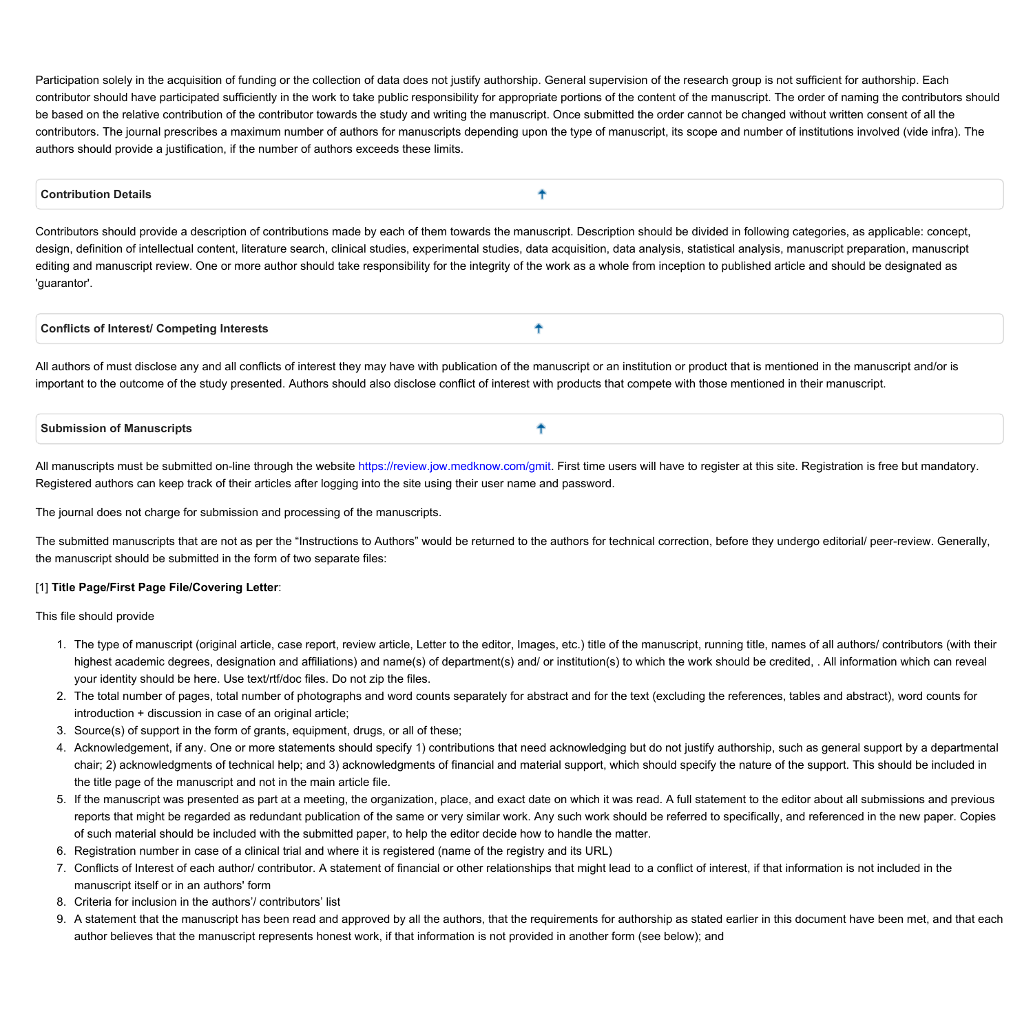Participation solely in the acquisition of funding or the collection of data does not justify authorship. General supervision of the research group is not sufficient for authorship. Each contributor should have participated sufficiently in the work to take public responsibility for appropriate portions of the content of the manuscript. The order of naming the contributors should be based on the relative contribution of the contributor towards the study and writing the manuscript. Once submitted the order cannot be changed without written consent of all the contributors. The journal prescribes a maximum number of authors for manuscripts depending upon the type of manuscript, its scope and number of institutions involved (vide infra). The authors should provide a justification, if the number of authors exceeds these limits.

## Contribution Details

Contributors should provide a description of contributions made by each of them towards the manuscript. Description should be divided in following categories, as applicable: concept, design, definition of intellectual content, literature search, clinical studies, experimental studies, data acquisition, data analysis, statistical analysis, manuscript preparation, manuscript editing and manuscript review. One or more author should take responsibility for the integrity of the work as a whole from inception to published article and should be designated as 'guarantor'.

## Conflicts of Interest/ Competing Interests

All authors of must disclose any and all conflicts of interest they may have with publication of the manuscript or an institution or product that is mentioned in the manuscript and/or is important to the outcome of the study presented. Authors should also disclose conflict of interest with products that compete with those mentioned in their manuscript.

## Submission of Manuscripts

All manuscripts must be submitted on-line through the website https://review.jow.medknow.com/gmit. First time users will have to register at this site. Registration is free but mandatory. Registered authors can keep track of their articles after logging into the site using their user name and password.

The journal does not charge for submission and processing of the manuscripts.

The submitted manuscripts that are not as per the “Instructions to Authors” would be returned to the authors for technical correction, before they undergo editorial/ peer-review. Generally, the manuscript should be submitted in the form of two separate files:

[1] **Title Page/First Page File/Covering Letter**:

This file should provide

1. The type of manuscript (original article, case report, review article, Letter to the editor, Images, etc.) title of the manuscript, running title, names of all authors/ contributors (with their highest academic degrees, designation and affiliations) and name(s) of department(s) and/ or institution(s) to which the work should be credited, . All information which can reveal your identity should be here. Use text/rtf/doc files. Do not zip the files.
2. The total number of pages, total number of photographs and word counts separately for abstract and for the text (excluding the references, tables and abstract), word counts for introduction + discussion in case of an original article;
3. Source(s) of support in the form of grants, equipment, drugs, or all of these;
4. Acknowledgement, if any. One or more statements should specify 1) contributions that need acknowledging but do not justify authorship, such as general support by a departmental chair; 2) acknowledgments of technical help; and 3) acknowledgments of financial and material support, which should specify the nature of the support. This should be included in the title page of the manuscript and not in the main article file.
5. If the manuscript was presented as part at a meeting, the organization, place, and exact date on which it was read. A full statement to the editor about all submissions and previous reports that might be regarded as redundant publication of the same or very similar work. Any such work should be referred to specifically, and referenced in the new paper. Copies of such material should be included with the submitted paper, to help the editor decide how to handle the matter.
6. Registration number in case of a clinical trial and where it is registered (name of the registry and its URL)
7. Conflicts of Interest of each author/ contributor. A statement of financial or other relationships that might lead to a conflict of interest, if that information is not included in the manuscript itself or in an authors' form
8. Criteria for inclusion in the authors'/ contributors' list
9. A statement that the manuscript has been read and approved by all the authors, that the requirements for authorship as stated earlier in this document have been met, and that each author believes that the manuscript represents honest work, if that information is not provided in another form (see below); and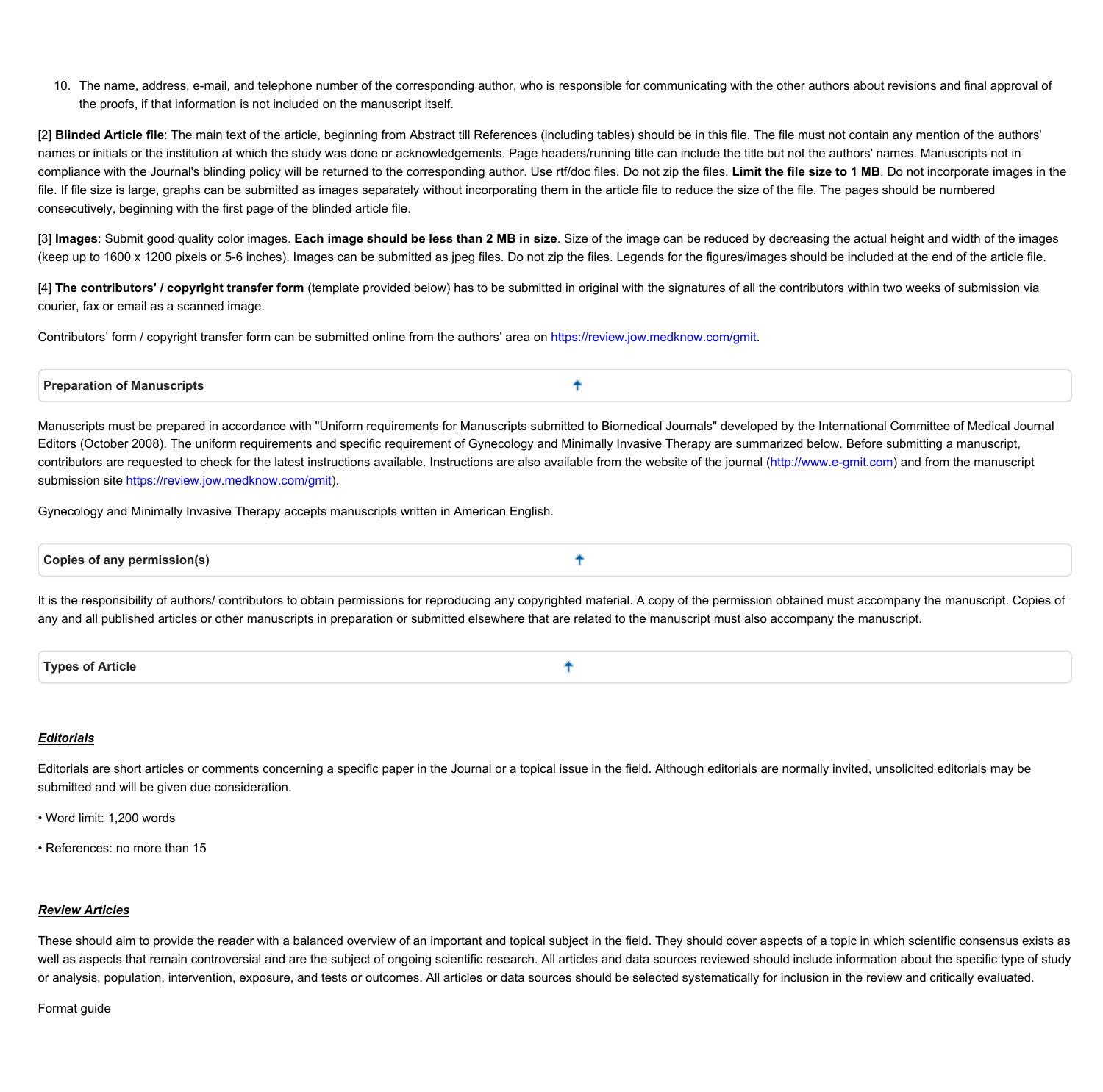10. The name, address, e-mail, and telephone number of the corresponding author, who is responsible for communicating with the other authors about revisions and final approval of the proofs, if that information is not included on the manuscript itself.

[2] **Blinded Article file**: The main text of the article, beginning from Abstract till References (including tables) should be in this file. The file must not contain any mention of the authors' names or initials or the institution at which the study was done or acknowledgements. Page headers/running title can include the title but not the authors' names. Manuscripts not in compliance with the Journal's blinding policy will be returned to the corresponding author. Use rtf/doc files. Do not zip the files. **Limit the file size to 1 MB**. Do not incorporate images in the file. If file size is large, graphs can be submitted as images separately without incorporating them in the article file to reduce the size of the file. The pages should be numbered consecutively, beginning with the first page of the blinded article file.

[3] **Images**: Submit good quality color images. **Each image should be less than 2 MB in size**. Size of the image can be reduced by decreasing the actual height and width of the images (keep up to 1600 x 1200 pixels or 5-6 inches). Images can be submitted as jpeg files. Do not zip the files. Legends for the figures/images should be included at the end of the article file.

[4] **The contributors' / copyright transfer form** (template provided below) has to be submitted in original with the signatures of all the contributors within two weeks of submission via courier, fax or email as a scanned image.

Contributors' form / copyright transfer form can be submitted online from the authors' area on https://review.jow.medknow.com/gmit.

## Preparation of Manuscripts

Manuscripts must be prepared in accordance with "Uniform requirements for Manuscripts submitted to Biomedical Journals" developed by the International Committee of Medical Journal Editors (October 2008). The uniform requirements and specific requirement of Gynecology and Minimally Invasive Therapy are summarized below. Before submitting a manuscript, contributors are requested to check for the latest instructions available. Instructions are also available from the website of the journal (http://www.e-gmit.com) and from the manuscript submission site https://review.jow.medknow.com/gmit).

Gynecology and Minimally Invasive Therapy accepts manuscripts written in American English.

## Copies of any permission(s)

It is the responsibility of authors/ contributors to obtain permissions for reproducing any copyrighted material. A copy of the permission obtained must accompany the manuscript. Copies of any and all published articles or other manuscripts in preparation or submitted elsewhere that are related to the manuscript must also accompany the manuscript.

## Types of Article

### ***Editorials***

Editorials are short articles or comments concerning a specific paper in the Journal or a topical issue in the field. Although editorials are normally invited, unsolicited editorials may be submitted and will be given due consideration.

- Word limit: 1,200 words
- References: no more than 15

### ***Review Articles***

These should aim to provide the reader with a balanced overview of an important and topical subject in the field. They should cover aspects of a topic in which scientific consensus exists as well as aspects that remain controversial and are the subject of ongoing scientific research. All articles and data sources reviewed should include information about the specific type of study or analysis, population, intervention, exposure, and tests or outcomes. All articles or data sources should be selected systematically for inclusion in the review and critically evaluated.

Format guide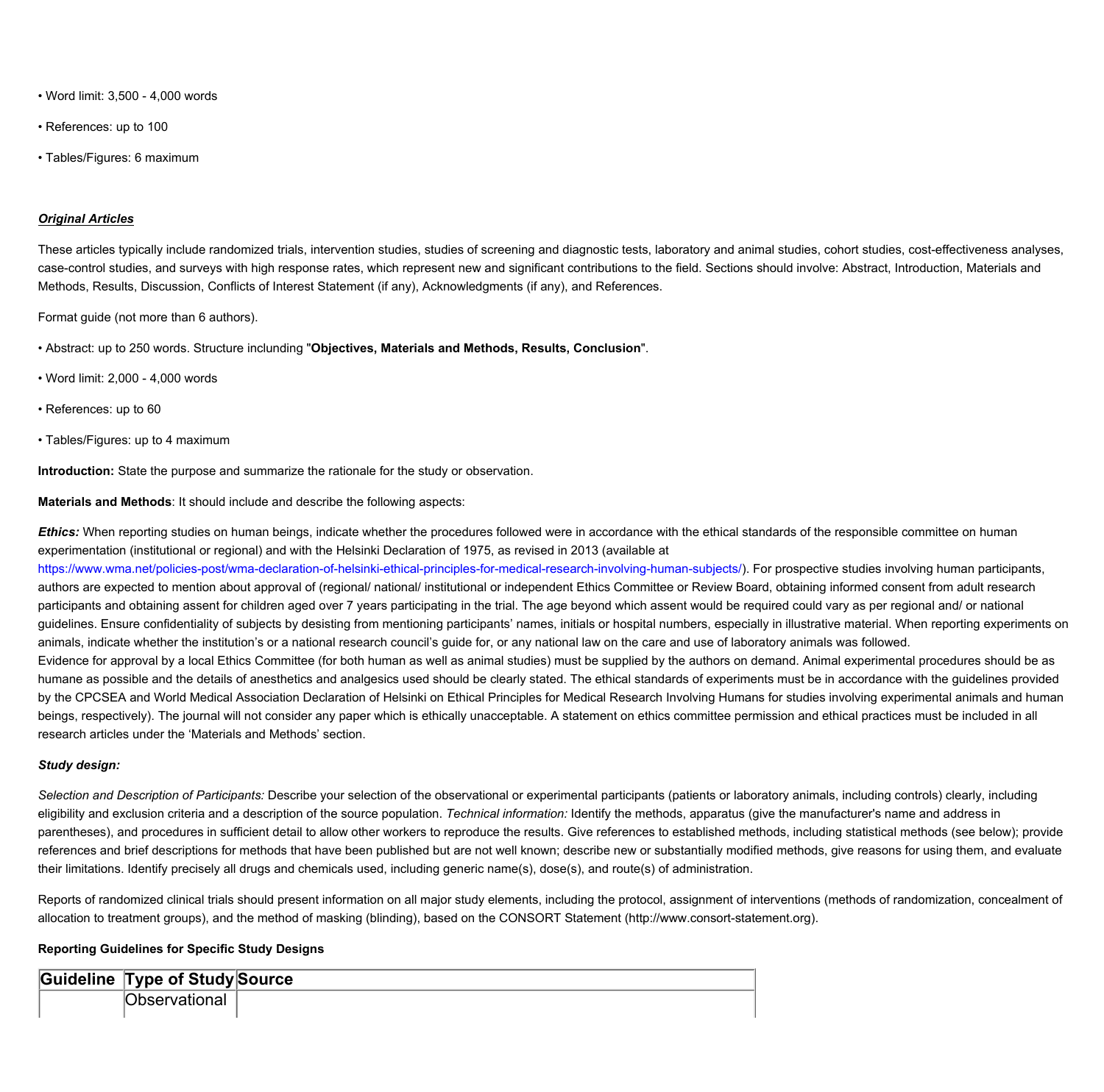• Word limit: 3,500 - 4,000 words

• References: up to 100

• Tables/Figures: 6 maximum

***Original Articles***

These articles typically include randomized trials, intervention studies, studies of screening and diagnostic tests, laboratory and animal studies, cohort studies, cost-effectiveness analyses, case-control studies, and surveys with high response rates, which represent new and significant contributions to the field. Sections should involve: Abstract, Introduction, Materials and Methods, Results, Discussion, Conflicts of Interest Statement (if any), Acknowledgments (if any), and References.

Format guide (not more than 6 authors).

• Abstract: up to 250 words. Structure inclunding "**Objectives, Materials and Methods, Results, Conclusion**".

• Word limit: 2,000 - 4,000 words

• References: up to 60

• Tables/Figures: up to 4 maximum

**Introduction:** State the purpose and summarize the rationale for the study or observation.

**Materials and Methods**: It should include and describe the following aspects:

***Ethics:*** When reporting studies on human beings, indicate whether the procedures followed were in accordance with the ethical standards of the responsible committee on human experimentation (institutional or regional) and with the Helsinki Declaration of 1975, as revised in 2013 (available at https://www.wma.net/policies-post/wma-declaration-of-helsinki-ethical-principles-for-medical-research-involving-human-subjects/). For prospective studies involving human participants, authors are expected to mention about approval of (regional/ national/ institutional or independent Ethics Committee or Review Board, obtaining informed consent from adult research participants and obtaining assent for children aged over 7 years participating in the trial. The age beyond which assent would be required could vary as per regional and/ or national guidelines. Ensure confidentiality of subjects by desisting from mentioning participants' names, initials or hospital numbers, especially in illustrative material. When reporting experiments on animals, indicate whether the institution's or a national research council's guide for, or any national law on the care and use of laboratory animals was followed.
Evidence for approval by a local Ethics Committee (for both human as well as animal studies) must be supplied by the authors on demand. Animal experimental procedures should be as humane as possible and the details of anesthetics and analgesics used should be clearly stated. The ethical standards of experiments must be in accordance with the guidelines provided by the CPCSEA and World Medical Association Declaration of Helsinki on Ethical Principles for Medical Research Involving Humans for studies involving experimental animals and human beings, respectively). The journal will not consider any paper which is ethically unacceptable. A statement on ethics committee permission and ethical practices must be included in all research articles under the 'Materials and Methods' section.

***Study design:***

*Selection and Description of Participants:* Describe your selection of the observational or experimental participants (patients or laboratory animals, including controls) clearly, including eligibility and exclusion criteria and a description of the source population. *Technical information:* Identify the methods, apparatus (give the manufacturer's name and address in parentheses), and procedures in sufficient detail to allow other workers to reproduce the results. Give references to established methods, including statistical methods (see below); provide references and brief descriptions for methods that have been published but are not well known; describe new or substantially modified methods, give reasons for using them, and evaluate their limitations. Identify precisely all drugs and chemicals used, including generic name(s), dose(s), and route(s) of administration.

Reports of randomized clinical trials should present information on all major study elements, including the protocol, assignment of interventions (methods of randomization, concealment of allocation to treatment groups), and the method of masking (blinding), based on the CONSORT Statement (http://www.consort-statement.org).

**Reporting Guidelines for Specific Study Designs**

| Guideline | Type of Study | Source |
|---|---|---|
| | Observational | |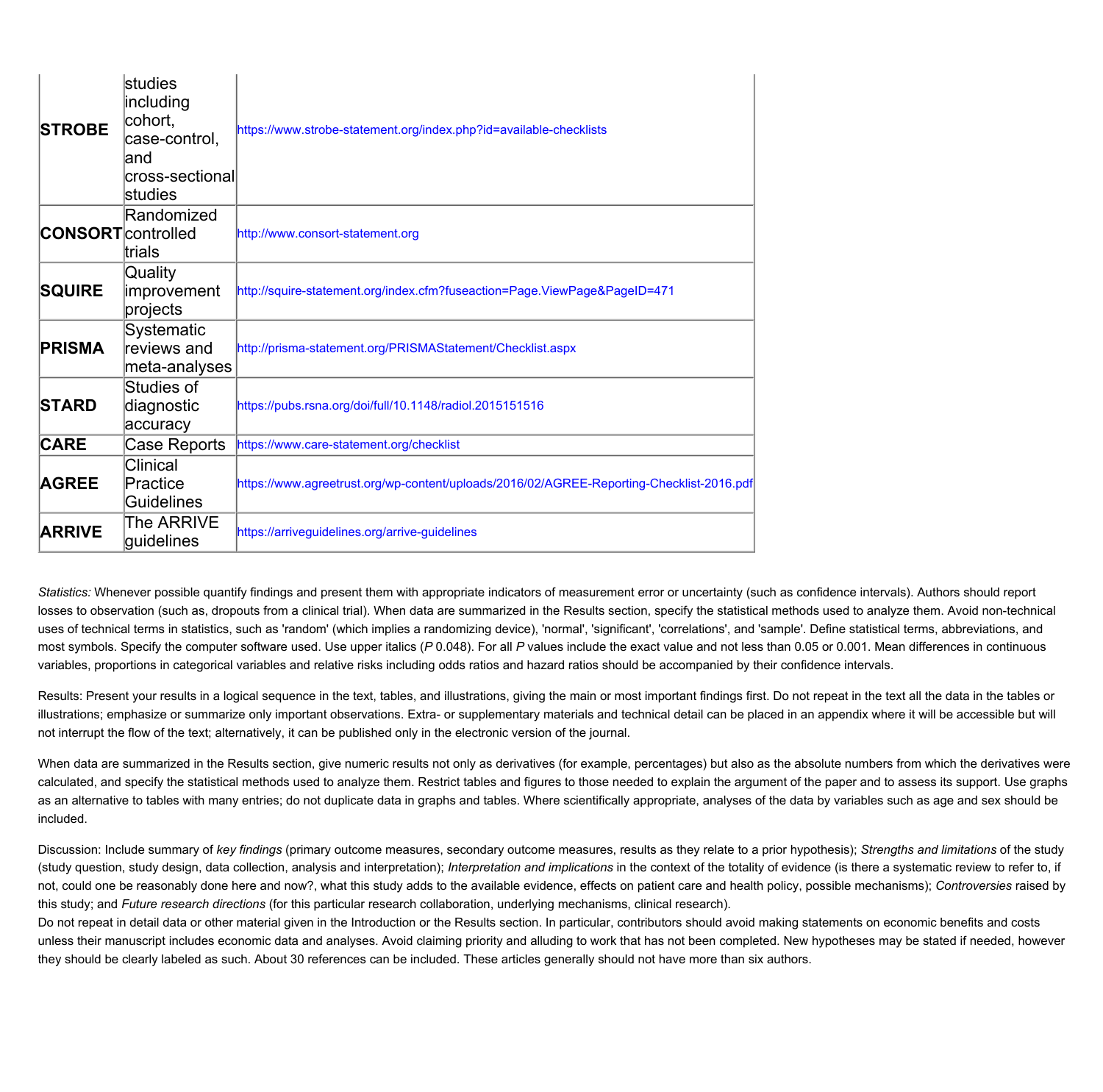| | | |
|---|---|---|
| **STROBE** | studies including cohort, case-control, and cross-sectional studies | https://www.strobe-statement.org/index.php?id=available-checklists |
| **CONSORT** | Randomized controlled trials | http://www.consort-statement.org |
| **SQUIRE** | Quality improvement projects | http://squire-statement.org/index.cfm?fuseaction=Page.ViewPage&PageID=471 |
| **PRISMA** | Systematic reviews and meta-analyses | http://prisma-statement.org/PRISMAStatement/Checklist.aspx |
| **STARD** | Studies of diagnostic accuracy | https://pubs.rsna.org/doi/full/10.1148/radiol.2015151516 |
| **CARE** | Case Reports | https://www.care-statement.org/checklist |
| **AGREE** | Clinical Practice Guidelines | https://www.agreetrust.org/wp-content/uploads/2016/02/AGREE-Reporting-Checklist-2016.pdf |
| **ARRIVE** | The ARRIVE guidelines | https://arriveguidelines.org/arrive-guidelines |

*Statistics:* Whenever possible quantify findings and present them with appropriate indicators of measurement error or uncertainty (such as confidence intervals). Authors should report losses to observation (such as, dropouts from a clinical trial). When data are summarized in the Results section, specify the statistical methods used to analyze them. Avoid non-technical uses of technical terms in statistics, such as 'random' (which implies a randomizing device), 'normal', 'significant', 'correlations', and 'sample'. Define statistical terms, abbreviations, and most symbols. Specify the computer software used. Use upper italics (*P* 0.048). For all *P* values include the exact value and not less than 0.05 or 0.001. Mean differences in continuous variables, proportions in categorical variables and relative risks including odds ratios and hazard ratios should be accompanied by their confidence intervals.

Results: Present your results in a logical sequence in the text, tables, and illustrations, giving the main or most important findings first. Do not repeat in the text all the data in the tables or illustrations; emphasize or summarize only important observations. Extra- or supplementary materials and technical detail can be placed in an appendix where it will be accessible but will not interrupt the flow of the text; alternatively, it can be published only in the electronic version of the journal.

When data are summarized in the Results section, give numeric results not only as derivatives (for example, percentages) but also as the absolute numbers from which the derivatives were calculated, and specify the statistical methods used to analyze them. Restrict tables and figures to those needed to explain the argument of the paper and to assess its support. Use graphs as an alternative to tables with many entries; do not duplicate data in graphs and tables. Where scientifically appropriate, analyses of the data by variables such as age and sex should be included.

Discussion: Include summary of *key findings* (primary outcome measures, secondary outcome measures, results as they relate to a prior hypothesis); *Strengths and limitations* of the study (study question, study design, data collection, analysis and interpretation); *Interpretation and implications* in the context of the totality of evidence (is there a systematic review to refer to, if not, could one be reasonably done here and now?, what this study adds to the available evidence, effects on patient care and health policy, possible mechanisms); *Controversies* raised by this study; and *Future research directions* (for this particular research collaboration, underlying mechanisms, clinical research).
Do not repeat in detail data or other material given in the Introduction or the Results section. In particular, contributors should avoid making statements on economic benefits and costs unless their manuscript includes economic data and analyses. Avoid claiming priority and alluding to work that has not been completed. New hypotheses may be stated if needed, however they should be clearly labeled as such. About 30 references can be included. These articles generally should not have more than six authors.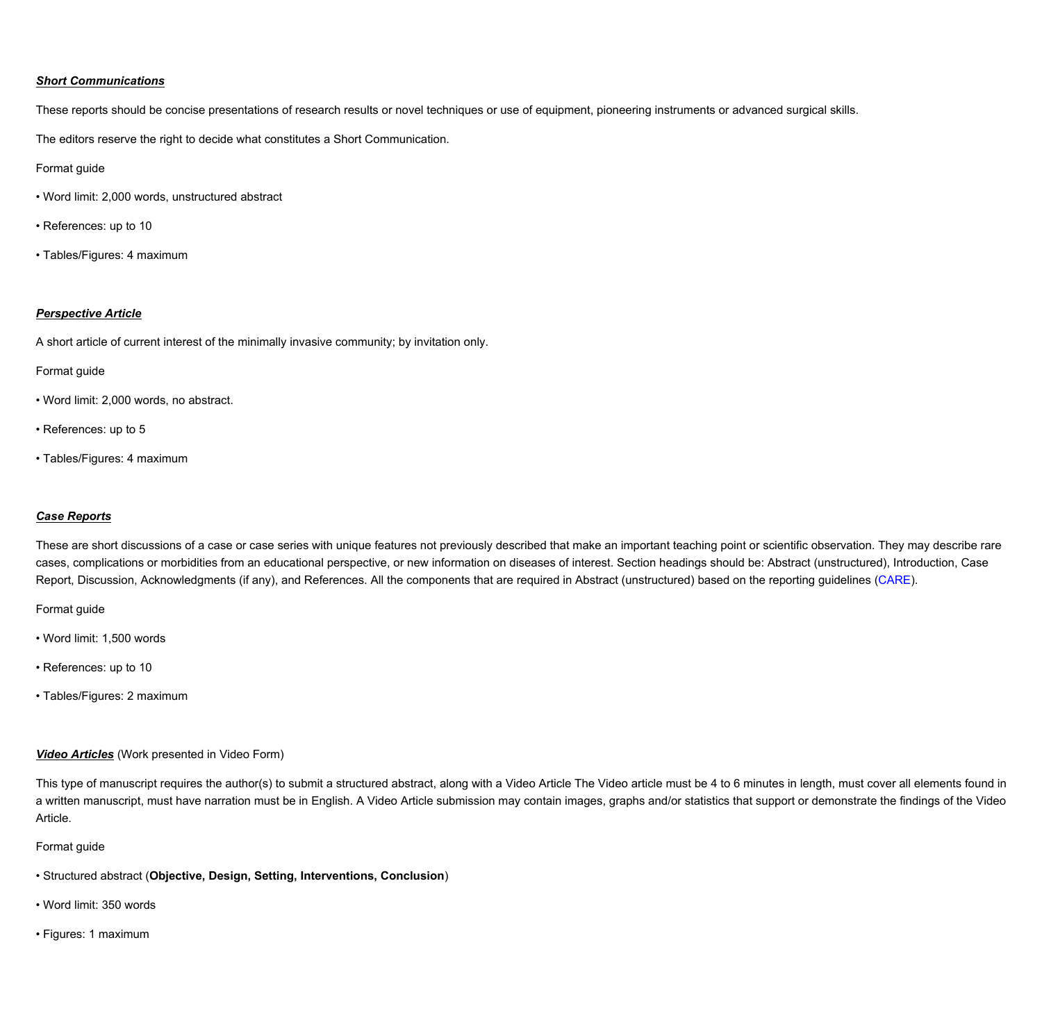***Short Communications***

These reports should be concise presentations of research results or novel techniques or use of equipment, pioneering instruments or advanced surgical skills.

The editors reserve the right to decide what constitutes a Short Communication.

Format guide

- Word limit: 2,000 words, unstructured abstract
- References: up to 10
- Tables/Figures: 4 maximum

***Perspective Article***

A short article of current interest of the minimally invasive community; by invitation only.

Format guide

- Word limit: 2,000 words, no abstract.
- References: up to 5
- Tables/Figures: 4 maximum

***Case Reports***

These are short discussions of a case or case series with unique features not previously described that make an important teaching point or scientific observation. They may describe rare cases, complications or morbidities from an educational perspective, or new information on diseases of interest. Section headings should be: Abstract (unstructured), Introduction, Case Report, Discussion, Acknowledgments (if any), and References. All the components that are required in Abstract (unstructured) based on the reporting guidelines (CARE).

Format guide

- Word limit: 1,500 words
- References: up to 10
- Tables/Figures: 2 maximum

***Video Articles*** (Work presented in Video Form)

This type of manuscript requires the author(s) to submit a structured abstract, along with a Video Article The Video article must be 4 to 6 minutes in length, must cover all elements found in a written manuscript, must have narration must be in English. A Video Article submission may contain images, graphs and/or statistics that support or demonstrate the findings of the Video Article.

Format guide

- Structured abstract (**Objective, Design, Setting, Interventions, Conclusion**)
- Word limit: 350 words
- Figures: 1 maximum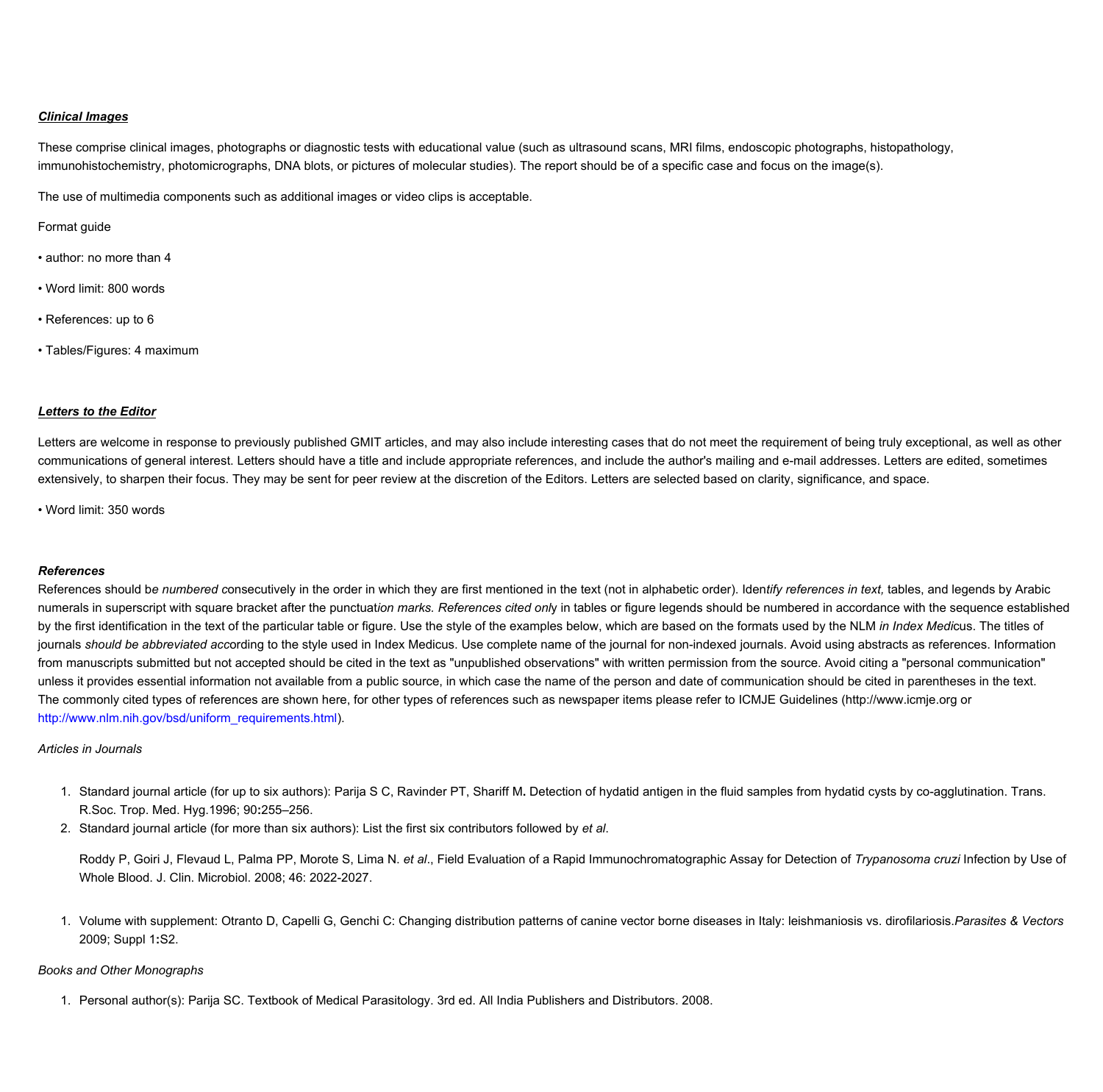***Clinical Images***

These comprise clinical images, photographs or diagnostic tests with educational value (such as ultrasound scans, MRI films, endoscopic photographs, histopathology, immunohistochemistry, photomicrographs, DNA blots, or pictures of molecular studies). The report should be of a specific case and focus on the image(s).

The use of multimedia components such as additional images or video clips is acceptable.

Format guide

• author: no more than 4

• Word limit: 800 words

• References: up to 6

• Tables/Figures: 4 maximum

***Letters to the Editor***

Letters are welcome in response to previously published GMIT articles, and may also include interesting cases that do not meet the requirement of being truly exceptional, as well as other communications of general interest. Letters should have a title and include appropriate references, and include the author's mailing and e-mail addresses. Letters are edited, sometimes extensively, to sharpen their focus. They may be sent for peer review at the discretion of the Editors. Letters are selected based on clarity, significance, and space.

• Word limit: 350 words

***References***

References should be *numbered* consecutively in the order in which they are first mentioned in the text (not in alphabetic order). Iden*tify references in text,* tables, and legends by Arabic numerals in superscript with square bracket after the punctuat*ion marks. References cited onl*y in tables or figure legends should be numbered in accordance with the sequence established by the first identification in the text of the particular table or figure. Use the style of the examples below, which are based on the formats used by the NLM *in Index Medi*cus. The titles of journals *should be abbreviated acc*ording to the style used in Index Medicus. Use complete name of the journal for non-indexed journals. Avoid using abstracts as references. Information from manuscripts submitted but not accepted should be cited in the text as "unpublished observations" with written permission from the source. Avoid citing a "personal communication" unless it provides essential information not available from a public source, in which case the name of the person and date of communication should be cited in parentheses in the text. The commonly cited types of references are shown here, for other types of references such as newspaper items please refer to ICMJE Guidelines (http://www.icmje.org or http://www.nlm.nih.gov/bsd/uniform_requirements.html).

*Articles in Journals*

1. Standard journal article (for up to six authors): Parija S C, Ravinder PT, Shariff M**.** Detection of hydatid antigen in the fluid samples from hydatid cysts by co-agglutination. Trans. R.Soc. Trop. Med. Hyg.1996; 90**:**255–256.
2. Standard journal article (for more than six authors): List the first six contributors followed by *et al*.

   Roddy P, Goiri J, Flevaud L, Palma PP, Morote S, Lima N. *et al*., Field Evaluation of a Rapid Immunochromatographic Assay for Detection of *Trypanosoma cruzi* Infection by Use of Whole Blood. J. Clin. Microbiol. 2008; 46: 2022-2027.

1. Volume with supplement: Otranto D, Capelli G, Genchi C: Changing distribution patterns of canine vector borne diseases in Italy: leishmaniosis vs. dirofilariosis.*Parasites & Vectors* 2009; Suppl 1**:**S2.

*Books and Other Monographs*

1. Personal author(s): Parija SC. Textbook of Medical Parasitology. 3rd ed. All India Publishers and Distributors. 2008.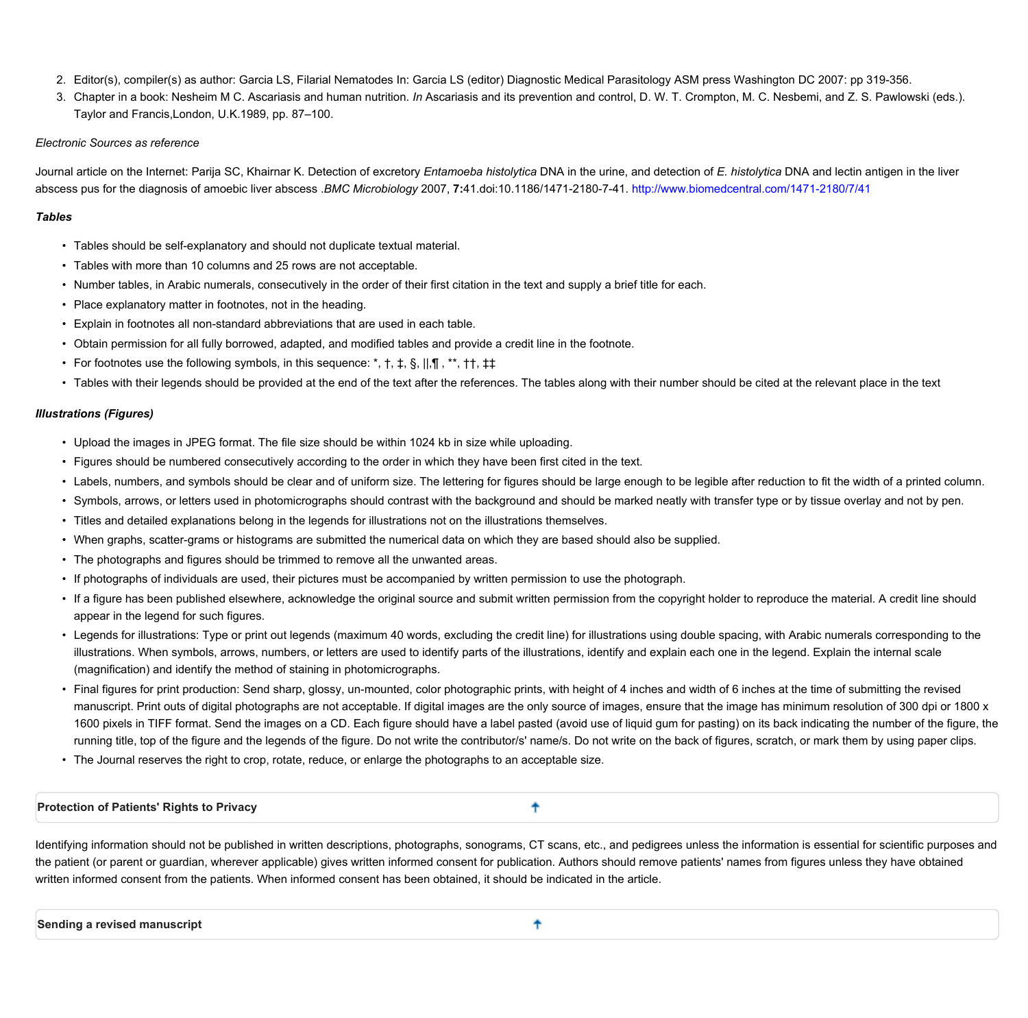2. Editor(s), compiler(s) as author: Garcia LS, Filarial Nematodes In: Garcia LS (editor) Diagnostic Medical Parasitology ASM press Washington DC 2007: pp 319-356.
3. Chapter in a book: Nesheim M C. Ascariasis and human nutrition. *In* Ascariasis and its prevention and control, D. W. T. Crompton, M. C. Nesbemi, and Z. S. Pawlowski (eds.). Taylor and Francis,London, U.K.1989, pp. 87–100.

*Electronic Sources as reference*

Journal article on the Internet: Parija SC, Khairnar K. Detection of excretory *Entamoeba histolytica* DNA in the urine, and detection of *E. histolytica* DNA and lectin antigen in the liver abscess pus for the diagnosis of amoebic liver abscess .*BMC Microbiology* 2007, **7:**41.doi:10.1186/1471-2180-7-41. http://www.biomedcentral.com/1471-2180/7/41

***Tables***

- Tables should be self-explanatory and should not duplicate textual material.
- Tables with more than 10 columns and 25 rows are not acceptable.
- Number tables, in Arabic numerals, consecutively in the order of their first citation in the text and supply a brief title for each.
- Place explanatory matter in footnotes, not in the heading.
- Explain in footnotes all non-standard abbreviations that are used in each table.
- Obtain permission for all fully borrowed, adapted, and modified tables and provide a credit line in the footnote.
- For footnotes use the following symbols, in this sequence: *, †, ‡, §, ||,¶ , **, ††, ‡‡
- Tables with their legends should be provided at the end of the text after the references. The tables along with their number should be cited at the relevant place in the text

***Illustrations (Figures)***

- Upload the images in JPEG format. The file size should be within 1024 kb in size while uploading.
- Figures should be numbered consecutively according to the order in which they have been first cited in the text.
- Labels, numbers, and symbols should be clear and of uniform size. The lettering for figures should be large enough to be legible after reduction to fit the width of a printed column.
- Symbols, arrows, or letters used in photomicrographs should contrast with the background and should be marked neatly with transfer type or by tissue overlay and not by pen.
- Titles and detailed explanations belong in the legends for illustrations not on the illustrations themselves.
- When graphs, scatter-grams or histograms are submitted the numerical data on which they are based should also be supplied.
- The photographs and figures should be trimmed to remove all the unwanted areas.
- If photographs of individuals are used, their pictures must be accompanied by written permission to use the photograph.
- If a figure has been published elsewhere, acknowledge the original source and submit written permission from the copyright holder to reproduce the material. A credit line should appear in the legend for such figures.
- Legends for illustrations: Type or print out legends (maximum 40 words, excluding the credit line) for illustrations using double spacing, with Arabic numerals corresponding to the illustrations. When symbols, arrows, numbers, or letters are used to identify parts of the illustrations, identify and explain each one in the legend. Explain the internal scale (magnification) and identify the method of staining in photomicrographs.
- Final figures for print production: Send sharp, glossy, un-mounted, color photographic prints, with height of 4 inches and width of 6 inches at the time of submitting the revised manuscript. Print outs of digital photographs are not acceptable. If digital images are the only source of images, ensure that the image has minimum resolution of 300 dpi or 1800 x 1600 pixels in TIFF format. Send the images on a CD. Each figure should have a label pasted (avoid use of liquid gum for pasting) on its back indicating the number of the figure, the running title, top of the figure and the legends of the figure. Do not write the contributor/s' name/s. Do not write on the back of figures, scratch, or mark them by using paper clips.
- The Journal reserves the right to crop, rotate, reduce, or enlarge the photographs to an acceptable size.

## Protection of Patients' Rights to Privacy

Identifying information should not be published in written descriptions, photographs, sonograms, CT scans, etc., and pedigrees unless the information is essential for scientific purposes and the patient (or parent or guardian, wherever applicable) gives written informed consent for publication. Authors should remove patients' names from figures unless they have obtained written informed consent from the patients. When informed consent has been obtained, it should be indicated in the article.

## Sending a revised manuscript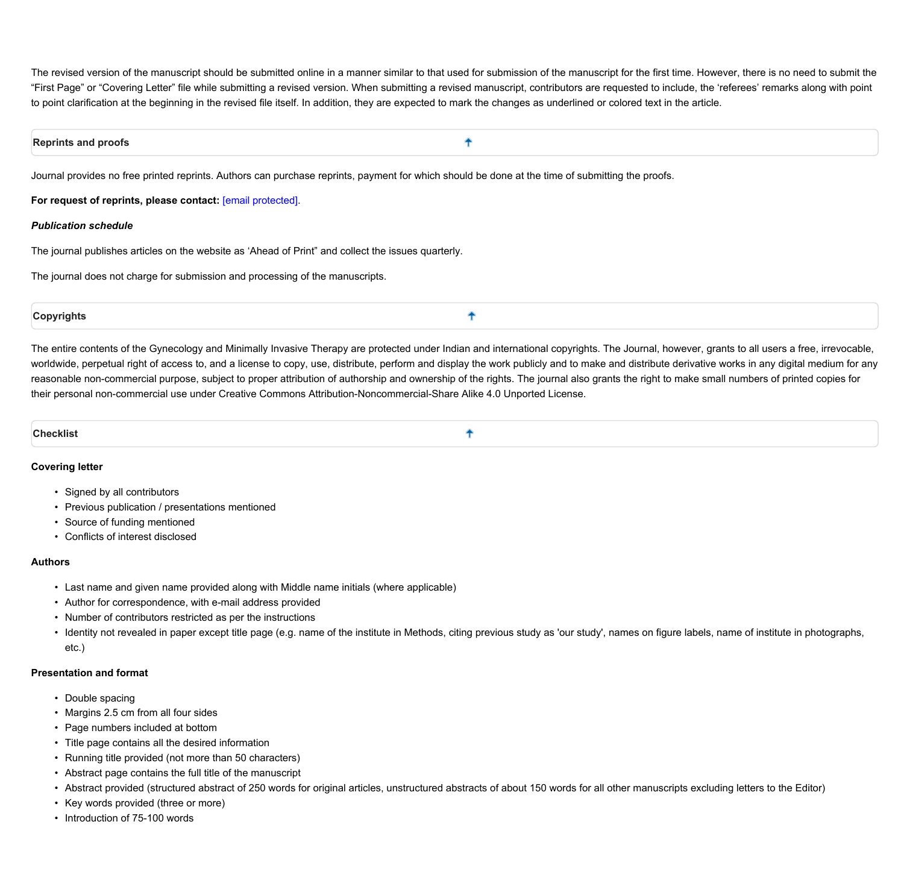The revised version of the manuscript should be submitted online in a manner similar to that used for submission of the manuscript for the first time. However, there is no need to submit the "First Page" or "Covering Letter" file while submitting a revised version. When submitting a revised manuscript, contributors are requested to include, the 'referees' remarks along with point to point clarification at the beginning in the revised file itself. In addition, they are expected to mark the changes as underlined or colored text in the article.

## Reprints and proofs

Journal provides no free printed reprints. Authors can purchase reprints, payment for which should be done at the time of submitting the proofs.

**For request of reprints, please contact:** [email protected].

***Publication schedule***

The journal publishes articles on the website as 'Ahead of Print" and collect the issues quarterly.

The journal does not charge for submission and processing of the manuscripts.

## Copyrights

The entire contents of the Gynecology and Minimally Invasive Therapy are protected under Indian and international copyrights. The Journal, however, grants to all users a free, irrevocable, worldwide, perpetual right of access to, and a license to copy, use, distribute, perform and display the work publicly and to make and distribute derivative works in any digital medium for any reasonable non-commercial purpose, subject to proper attribution of authorship and ownership of the rights. The journal also grants the right to make small numbers of printed copies for their personal non-commercial use under Creative Commons Attribution-Noncommercial-Share Alike 4.0 Unported License.

## Checklist

### Covering letter

- Signed by all contributors
- Previous publication / presentations mentioned
- Source of funding mentioned
- Conflicts of interest disclosed

### Authors

- Last name and given name provided along with Middle name initials (where applicable)
- Author for correspondence, with e-mail address provided
- Number of contributors restricted as per the instructions
- Identity not revealed in paper except title page (e.g. name of the institute in Methods, citing previous study as 'our study', names on figure labels, name of institute in photographs, etc.)

### Presentation and format

- Double spacing
- Margins 2.5 cm from all four sides
- Page numbers included at bottom
- Title page contains all the desired information
- Running title provided (not more than 50 characters)
- Abstract page contains the full title of the manuscript
- Abstract provided (structured abstract of 250 words for original articles, unstructured abstracts of about 150 words for all other manuscripts excluding letters to the Editor)
- Key words provided (three or more)
- Introduction of 75-100 words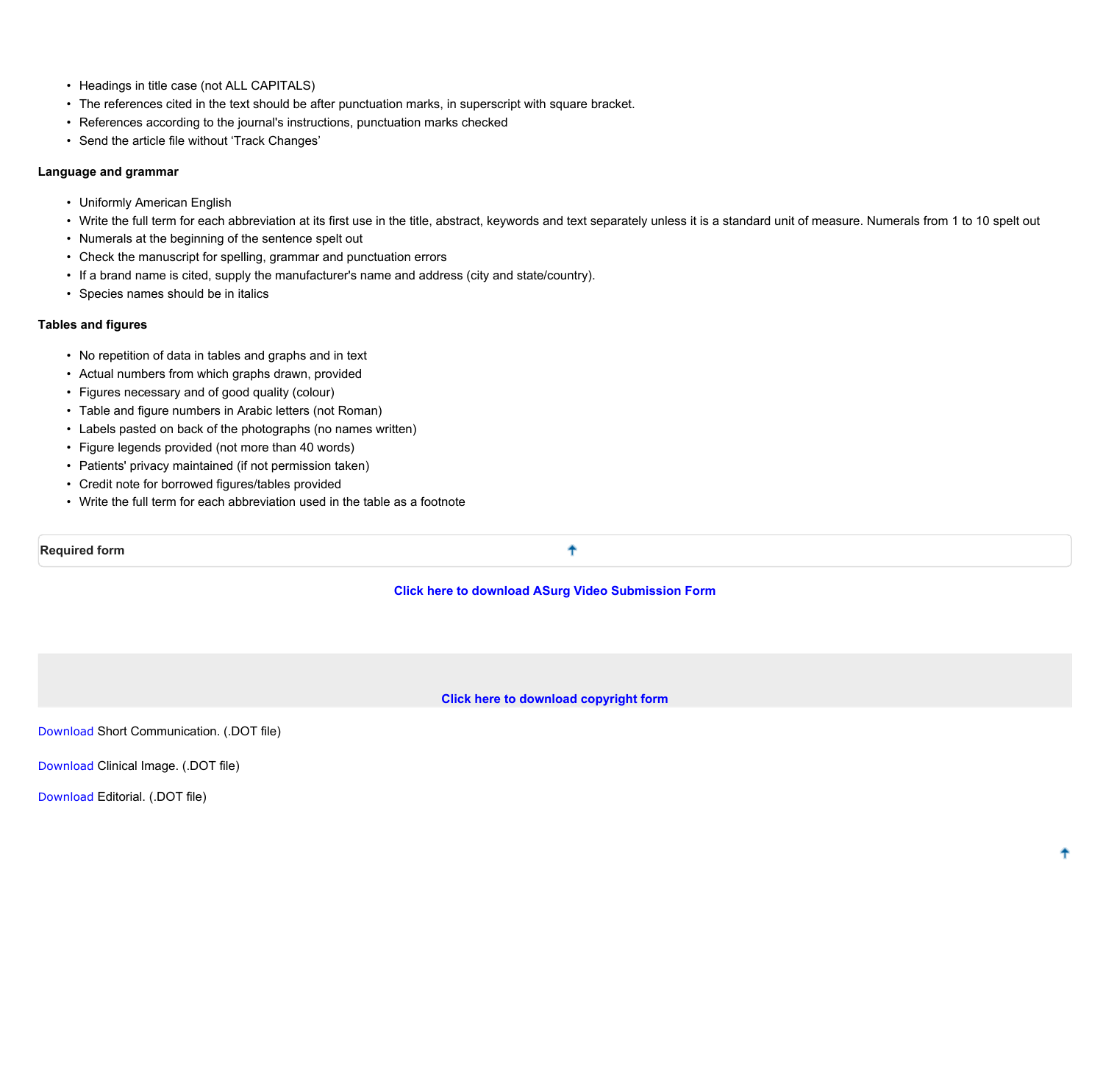- Headings in title case (not ALL CAPITALS)
- The references cited in the text should be after punctuation marks, in superscript with square bracket.
- References according to the journal's instructions, punctuation marks checked
- Send the article file without 'Track Changes'

**Language and grammar**

- Uniformly American English
- Write the full term for each abbreviation at its first use in the title, abstract, keywords and text separately unless it is a standard unit of measure. Numerals from 1 to 10 spelt out
- Numerals at the beginning of the sentence spelt out
- Check the manuscript for spelling, grammar and punctuation errors
- If a brand name is cited, supply the manufacturer's name and address (city and state/country).
- Species names should be in italics

**Tables and figures**

- No repetition of data in tables and graphs and in text
- Actual numbers from which graphs drawn, provided
- Figures necessary and of good quality (colour)
- Table and figure numbers in Arabic letters (not Roman)
- Labels pasted on back of the photographs (no names written)
- Figure legends provided (not more than 40 words)
- Patients' privacy maintained (if not permission taken)
- Credit note for borrowed figures/tables provided
- Write the full term for each abbreviation used in the table as a footnote

**Required form**

**Click here to download ASurg Video Submission Form**

**Click here to download copyright form**

Download Short Communication. (.DOT file)

Download Clinical Image. (.DOT file)

Download Editorial. (.DOT file)